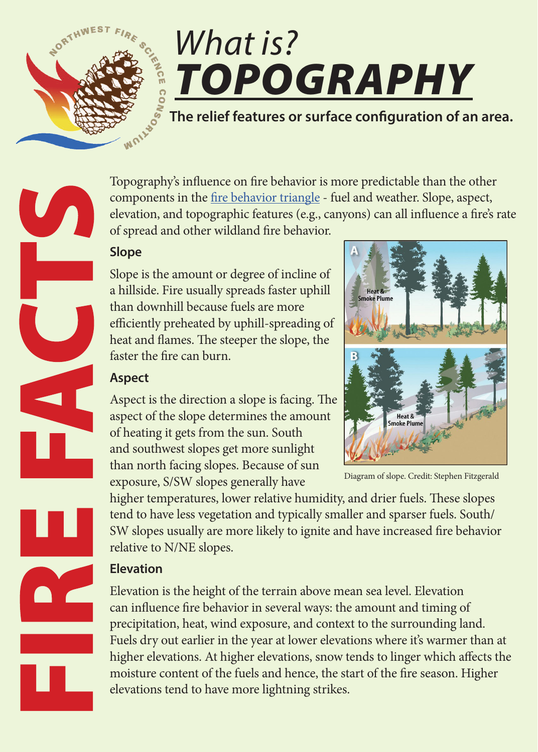# What is? TOPOGRAPHY

**The relief features or surface configuration of an area.**

FIRE FACTS

Topography's influence on fire behavior is more predictable than the other components in the fire behavior triangle - fuel and weather. Slope, aspect, elevation, and topographic features (e.g., canyons) can all influence a fire's rate of spread and other wildland fire behavior.

## Slope

Slope is the amount or degree of incline of a hillside. Fire usually spreads faster uphill than downhill because fuels are more efficiently preheated by uphill-spreading of heat and flames. The steeper the slope, the faster the fire can burn.

Diagram of slope. Credit: Stephen Fitzgerald

## Aspect

Aspect is the direction a slope is facing. The aspect of the slope determines the amount of heating it gets from the sun. South and southwest slopes get more sunlight than north facing slopes. Because of sun exposure, S/SW slopes generally have higher temperatures, lower relative humidity, and drier fuels. These slopes tend to have less vegetation and typically smaller and sparser fuels. South/SW slopes usually are more likely to ignite and have increased fire behavior relative to N/NE slopes.

## Elevation

Elevation is the height of the terrain above mean sea level. Elevation can influence fire behavior in several ways: the amount and timing of precipitation, heat, wind exposure, and context to the surrounding land. Fuels dry out earlier in the year at lower elevations where it's warmer than at higher elevations. At higher elevations, snow tends to linger which affects the moisture content of the fuels and hence, the start of the fire season. Higher elevations tend to have more lightning strikes.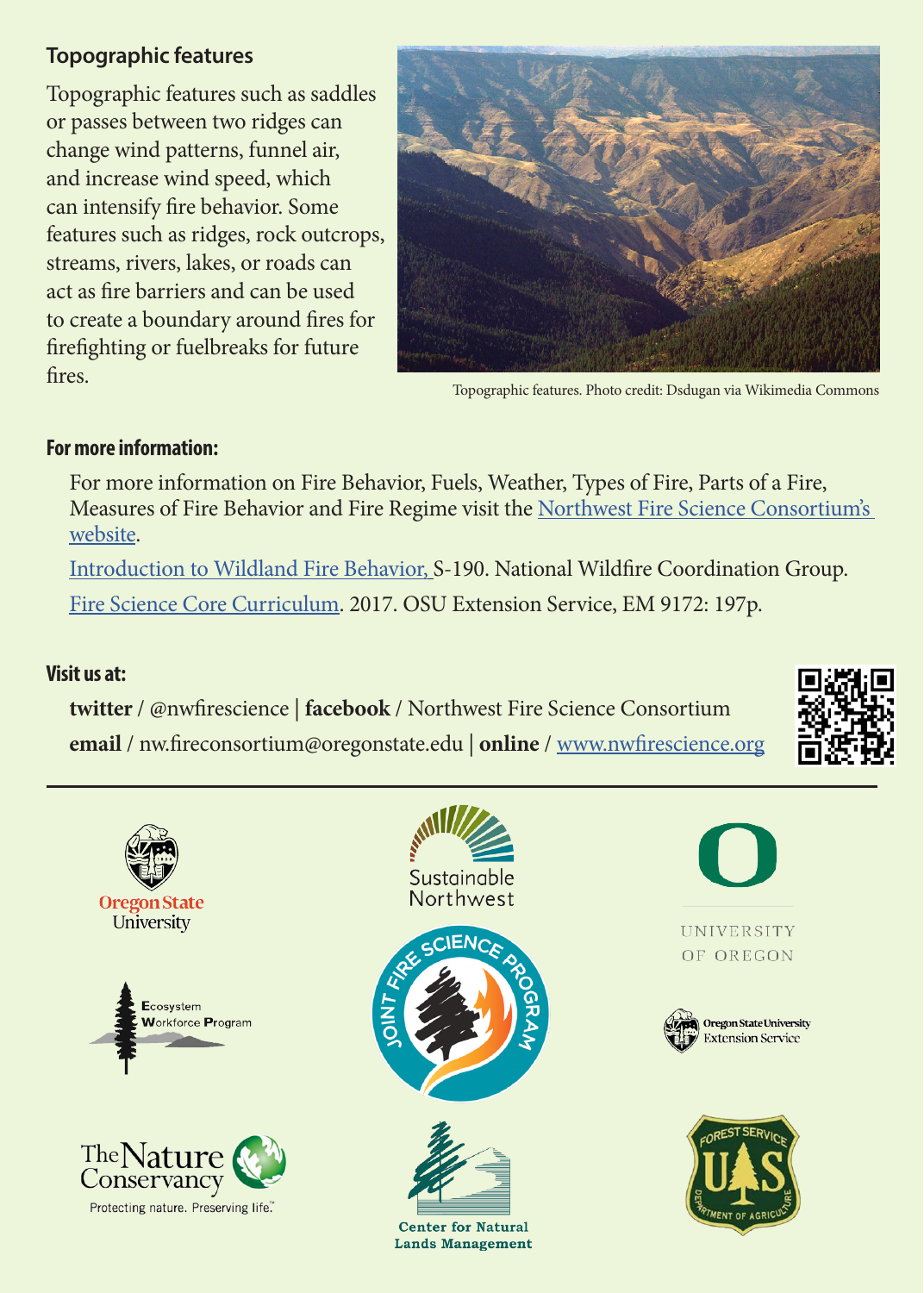## Topographic features

Topographic features such as saddles or passes between two ridges can change wind patterns, funnel air, and increase wind speed, which can intensify fire behavior. Some features such as ridges, rock outcrops, streams, rivers, lakes, or roads can act as fire barriers and can be used to create a boundary around fires for firefighting or fuelbreaks for future fires.

Topographic features. Photo credit: Dsdugan via Wikimedia Commons

## For more information:

For more information on Fire Behavior, Fuels, Weather, Types of Fire, Parts of a Fire, Measures of Fire Behavior and Fire Regime visit the Northwest Fire Science Consortium's website.

Introduction to Wildland Fire Behavior, S-190. National Wildfire Coordination Group.

Fire Science Core Curriculum. 2017. OSU Extension Service, EM 9172: 197p.

## Visit us at:

**twitter** / @nwfirescience | **facebook** / Northwest Fire Science Consortium

**email** / nw.fireconsortium@oregonstate.edu | **online** / www.nwfirescience.org

Oregon State University

Sustainable Northwest

University of Oregon

Ecosystem Workforce Program

Joint Fire Science Program

Oregon State University Extension Service

The Nature Conservancy. Protecting nature. Preserving life.

Center for Natural Lands Management

Forest Service, U.S. Department of Agriculture